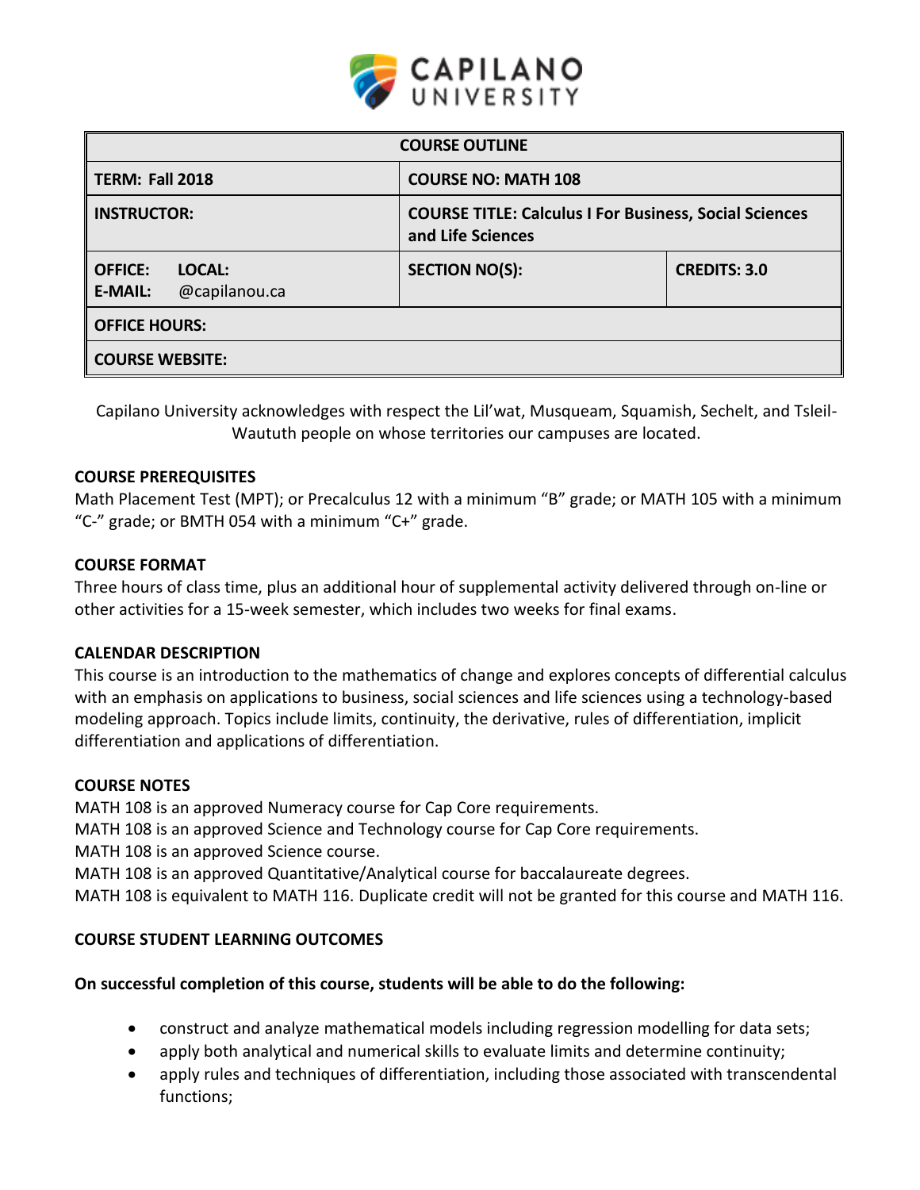# CAPILANO UNIVERSITY

| COURSE OUTLINE | | |
|---|---|---|
| **TERM: Fall 2018** | **COURSE NO: MATH 108** | |
| **INSTRUCTOR:** | **COURSE TITLE: Calculus I For Business, Social Sciences and Life Sciences** | |
| **OFFICE: LOCAL:** **E-MAIL:** @capilanou.ca | **SECTION NO(S):** | **CREDITS: 3.0** |
| **OFFICE HOURS:** | | |
| **COURSE WEBSITE:** | | |

Capilano University acknowledges with respect the Lil'wat, Musqueam, Squamish, Sechelt, and Tsleil-Waututh people on whose territories our campuses are located.

### COURSE PREREQUISITES

Math Placement Test (MPT); or Precalculus 12 with a minimum "B" grade; or MATH 105 with a minimum "C-" grade; or BMTH 054 with a minimum "C+" grade.

### COURSE FORMAT

Three hours of class time, plus an additional hour of supplemental activity delivered through on-line or other activities for a 15-week semester, which includes two weeks for final exams.

### CALENDAR DESCRIPTION

This course is an introduction to the mathematics of change and explores concepts of differential calculus with an emphasis on applications to business, social sciences and life sciences using a technology-based modeling approach. Topics include limits, continuity, the derivative, rules of differentiation, implicit differentiation and applications of differentiation.

### COURSE NOTES

MATH 108 is an approved Numeracy course for Cap Core requirements.
MATH 108 is an approved Science and Technology course for Cap Core requirements.
MATH 108 is an approved Science course.
MATH 108 is an approved Quantitative/Analytical course for baccalaureate degrees.
MATH 108 is equivalent to MATH 116. Duplicate credit will not be granted for this course and MATH 116.

### COURSE STUDENT LEARNING OUTCOMES

**On successful completion of this course, students will be able to do the following:**

- construct and analyze mathematical models including regression modelling for data sets;
- apply both analytical and numerical skills to evaluate limits and determine continuity;
- apply rules and techniques of differentiation, including those associated with transcendental functions;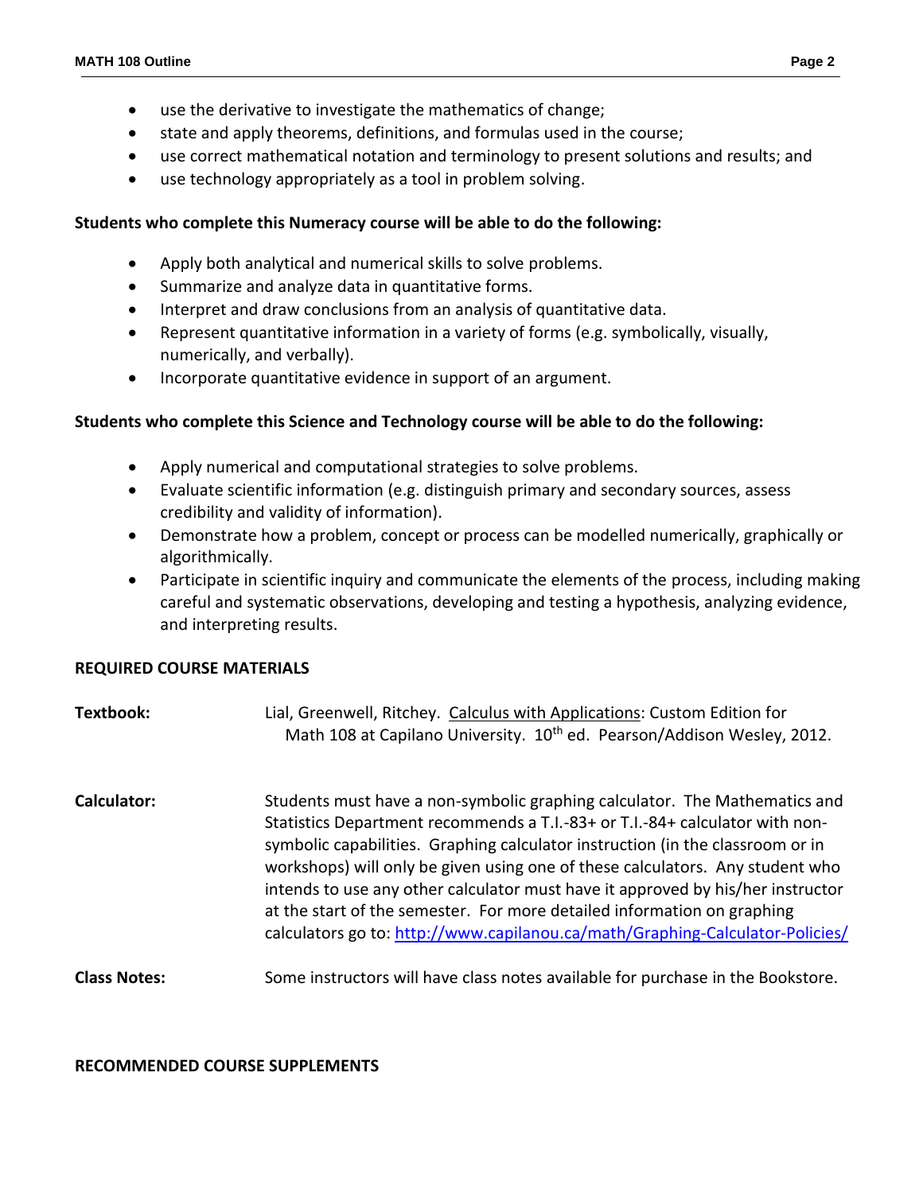- use the derivative to investigate the mathematics of change;
- state and apply theorems, definitions, and formulas used in the course;
- use correct mathematical notation and terminology to present solutions and results; and
- use technology appropriately as a tool in problem solving.

**Students who complete this Numeracy course will be able to do the following:**

- Apply both analytical and numerical skills to solve problems.
- Summarize and analyze data in quantitative forms.
- Interpret and draw conclusions from an analysis of quantitative data.
- Represent quantitative information in a variety of forms (e.g. symbolically, visually, numerically, and verbally).
- Incorporate quantitative evidence in support of an argument.

**Students who complete this Science and Technology course will be able to do the following:**

- Apply numerical and computational strategies to solve problems.
- Evaluate scientific information (e.g. distinguish primary and secondary sources, assess credibility and validity of information).
- Demonstrate how a problem, concept or process can be modelled numerically, graphically or algorithmically.
- Participate in scientific inquiry and communicate the elements of the process, including making careful and systematic observations, developing and testing a hypothesis, analyzing evidence, and interpreting results.

## REQUIRED COURSE MATERIALS

**Textbook:** Lial, Greenwell, Ritchey. Calculus with Applications: Custom Edition for Math 108 at Capilano University. 10th ed. Pearson/Addison Wesley, 2012.

**Calculator:** Students must have a non-symbolic graphing calculator. The Mathematics and Statistics Department recommends a T.I.-83+ or T.I.-84+ calculator with non-symbolic capabilities. Graphing calculator instruction (in the classroom or in workshops) will only be given using one of these calculators. Any student who intends to use any other calculator must have it approved by his/her instructor at the start of the semester. For more detailed information on graphing calculators go to: http://www.capilanou.ca/math/Graphing-Calculator-Policies/

**Class Notes:** Some instructors will have class notes available for purchase in the Bookstore.

## RECOMMENDED COURSE SUPPLEMENTS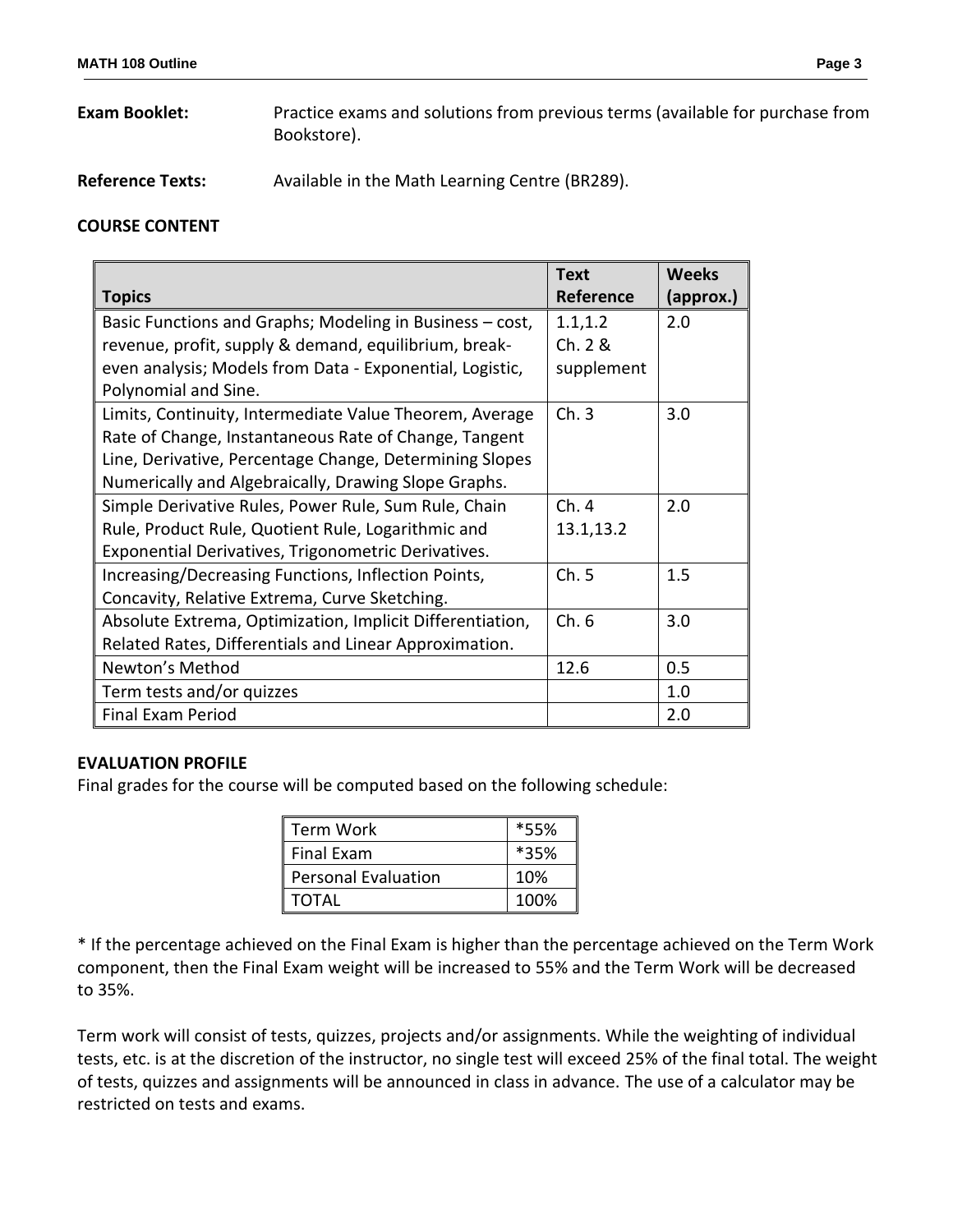**Exam Booklet:** Practice exams and solutions from previous terms (available for purchase from Bookstore).

**Reference Texts:** Available in the Math Learning Centre (BR289).

**COURSE CONTENT**

| **Topics** | **Text Reference** | **Weeks (approx.)** |
|---|---|---|
| Basic Functions and Graphs; Modeling in Business – cost, revenue, profit, supply & demand, equilibrium, break-even analysis; Models from Data - Exponential, Logistic, Polynomial and Sine. | 1.1,1.2 Ch. 2 & supplement | 2.0 |
| Limits, Continuity, Intermediate Value Theorem, Average Rate of Change, Instantaneous Rate of Change, Tangent Line, Derivative, Percentage Change, Determining Slopes Numerically and Algebraically, Drawing Slope Graphs. | Ch. 3 | 3.0 |
| Simple Derivative Rules, Power Rule, Sum Rule, Chain Rule, Product Rule, Quotient Rule, Logarithmic and Exponential Derivatives, Trigonometric Derivatives. | Ch. 4 13.1,13.2 | 2.0 |
| Increasing/Decreasing Functions, Inflection Points, Concavity, Relative Extrema, Curve Sketching. | Ch. 5 | 1.5 |
| Absolute Extrema, Optimization, Implicit Differentiation, Related Rates, Differentials and Linear Approximation. | Ch. 6 | 3.0 |
| Newton's Method | 12.6 | 0.5 |
| Term tests and/or quizzes | | 1.0 |
| Final Exam Period | | 2.0 |

**EVALUATION PROFILE**

Final grades for the course will be computed based on the following schedule:

| Term Work | *55% |
|---|---|
| Final Exam | *35% |
| Personal Evaluation | 10% |
| TOTAL | 100% |

* If the percentage achieved on the Final Exam is higher than the percentage achieved on the Term Work component, then the Final Exam weight will be increased to 55% and the Term Work will be decreased to 35%.

Term work will consist of tests, quizzes, projects and/or assignments. While the weighting of individual tests, etc. is at the discretion of the instructor, no single test will exceed 25% of the final total. The weight of tests, quizzes and assignments will be announced in class in advance. The use of a calculator may be restricted on tests and exams.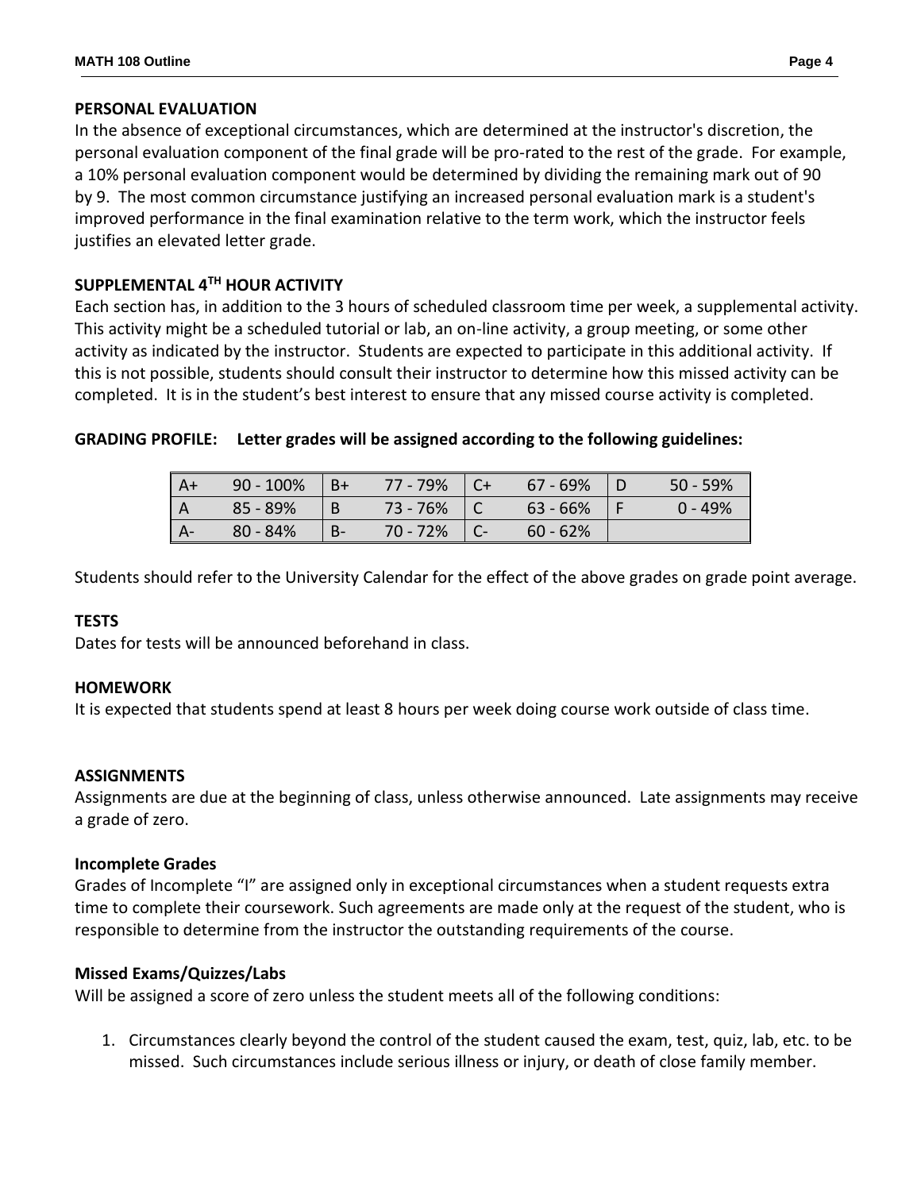**PERSONAL EVALUATION**

In the absence of exceptional circumstances, which are determined at the instructor's discretion, the personal evaluation component of the final grade will be pro-rated to the rest of the grade. For example, a 10% personal evaluation component would be determined by dividing the remaining mark out of 90 by 9. The most common circumstance justifying an increased personal evaluation mark is a student's improved performance in the final examination relative to the term work, which the instructor feels justifies an elevated letter grade.

**SUPPLEMENTAL 4TH HOUR ACTIVITY**

Each section has, in addition to the 3 hours of scheduled classroom time per week, a supplemental activity. This activity might be a scheduled tutorial or lab, an on-line activity, a group meeting, or some other activity as indicated by the instructor. Students are expected to participate in this additional activity. If this is not possible, students should consult their instructor to determine how this missed activity can be completed. It is in the student's best interest to ensure that any missed course activity is completed.

**GRADING PROFILE: Letter grades will be assigned according to the following guidelines:**

| | | | | | | | |
|---|---|---|---|---|---|---|---|
| A+ | 90 - 100% | B+ | 77 - 79% | C+ | 67 - 69% | D | 50 - 59% |
| A | 85 - 89% | B | 73 - 76% | C | 63 - 66% | F | 0 - 49% |
| A- | 80 - 84% | B- | 70 - 72% | C- | 60 - 62% | | |

Students should refer to the University Calendar for the effect of the above grades on grade point average.

**TESTS**

Dates for tests will be announced beforehand in class.

**HOMEWORK**

It is expected that students spend at least 8 hours per week doing course work outside of class time.

**ASSIGNMENTS**

Assignments are due at the beginning of class, unless otherwise announced. Late assignments may receive a grade of zero.

**Incomplete Grades**

Grades of Incomplete "I" are assigned only in exceptional circumstances when a student requests extra time to complete their coursework. Such agreements are made only at the request of the student, who is responsible to determine from the instructor the outstanding requirements of the course.

**Missed Exams/Quizzes/Labs**

Will be assigned a score of zero unless the student meets all of the following conditions:

1. Circumstances clearly beyond the control of the student caused the exam, test, quiz, lab, etc. to be missed. Such circumstances include serious illness or injury, or death of close family member.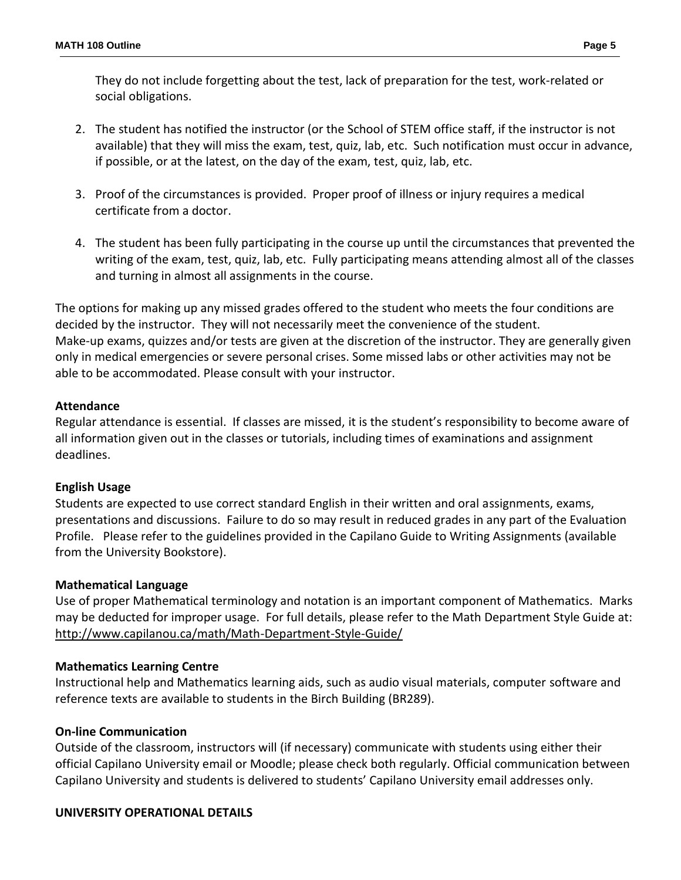They do not include forgetting about the test, lack of preparation for the test, work-related or social obligations.

2. The student has notified the instructor (or the School of STEM office staff, if the instructor is not available) that they will miss the exam, test, quiz, lab, etc. Such notification must occur in advance, if possible, or at the latest, on the day of the exam, test, quiz, lab, etc.

3. Proof of the circumstances is provided. Proper proof of illness or injury requires a medical certificate from a doctor.

4. The student has been fully participating in the course up until the circumstances that prevented the writing of the exam, test, quiz, lab, etc. Fully participating means attending almost all of the classes and turning in almost all assignments in the course.

The options for making up any missed grades offered to the student who meets the four conditions are decided by the instructor. They will not necessarily meet the convenience of the student.
Make-up exams, quizzes and/or tests are given at the discretion of the instructor. They are generally given only in medical emergencies or severe personal crises. Some missed labs or other activities may not be able to be accommodated. Please consult with your instructor.

**Attendance**
Regular attendance is essential. If classes are missed, it is the student's responsibility to become aware of all information given out in the classes or tutorials, including times of examinations and assignment deadlines.

**English Usage**
Students are expected to use correct standard English in their written and oral assignments, exams, presentations and discussions. Failure to do so may result in reduced grades in any part of the Evaluation Profile. Please refer to the guidelines provided in the Capilano Guide to Writing Assignments (available from the University Bookstore).

**Mathematical Language**
Use of proper Mathematical terminology and notation is an important component of Mathematics. Marks may be deducted for improper usage. For full details, please refer to the Math Department Style Guide at: http://www.capilanou.ca/math/Math-Department-Style-Guide/

**Mathematics Learning Centre**
Instructional help and Mathematics learning aids, such as audio visual materials, computer software and reference texts are available to students in the Birch Building (BR289).

**On-line Communication**
Outside of the classroom, instructors will (if necessary) communicate with students using either their official Capilano University email or Moodle; please check both regularly. Official communication between Capilano University and students is delivered to students' Capilano University email addresses only.

**UNIVERSITY OPERATIONAL DETAILS**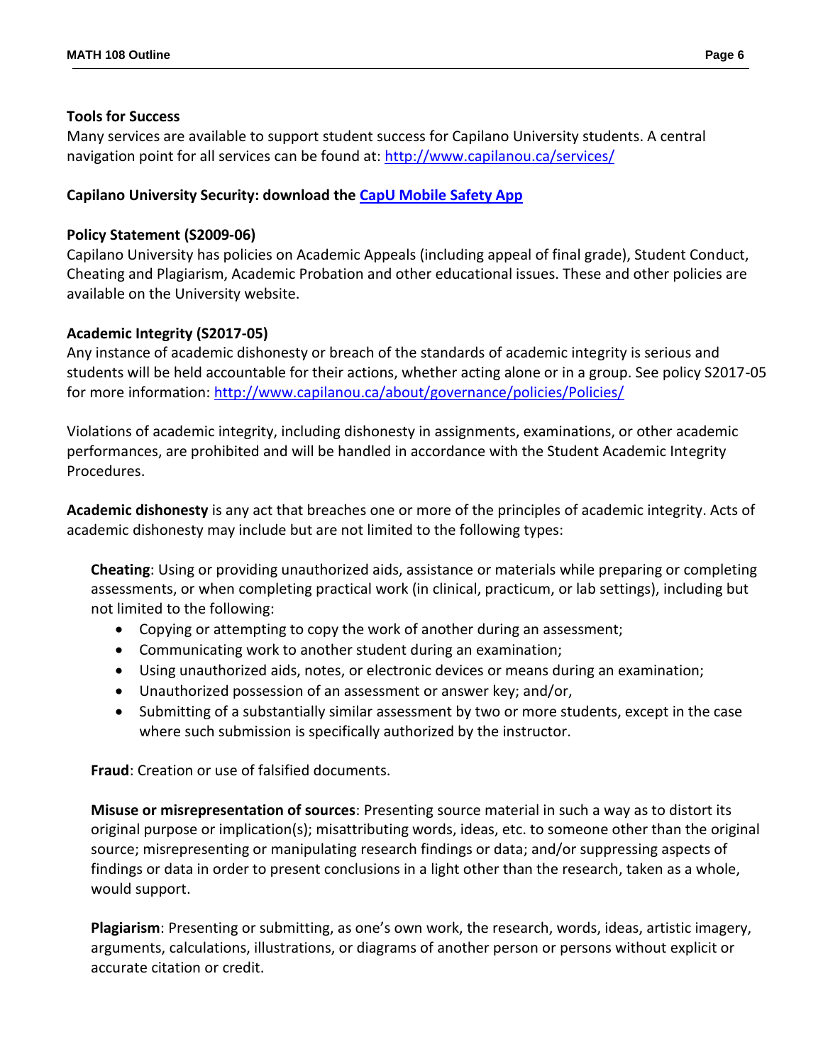### Tools for Success

Many services are available to support student success for Capilano University students. A central navigation point for all services can be found at: http://www.capilanou.ca/services/

### Capilano University Security: download the [CapU Mobile Safety App]()

### Policy Statement (S2009-06)

Capilano University has policies on Academic Appeals (including appeal of final grade), Student Conduct, Cheating and Plagiarism, Academic Probation and other educational issues. These and other policies are available on the University website.

### Academic Integrity (S2017-05)

Any instance of academic dishonesty or breach of the standards of academic integrity is serious and students will be held accountable for their actions, whether acting alone or in a group. See policy S2017-05 for more information: http://www.capilanou.ca/about/governance/policies/Policies/

Violations of academic integrity, including dishonesty in assignments, examinations, or other academic performances, are prohibited and will be handled in accordance with the Student Academic Integrity Procedures.

**Academic dishonesty** is any act that breaches one or more of the principles of academic integrity. Acts of academic dishonesty may include but are not limited to the following types:

**Cheating**: Using or providing unauthorized aids, assistance or materials while preparing or completing assessments, or when completing practical work (in clinical, practicum, or lab settings), including but not limited to the following:

- Copying or attempting to copy the work of another during an assessment;
- Communicating work to another student during an examination;
- Using unauthorized aids, notes, or electronic devices or means during an examination;
- Unauthorized possession of an assessment or answer key; and/or,
- Submitting of a substantially similar assessment by two or more students, except in the case where such submission is specifically authorized by the instructor.

**Fraud**: Creation or use of falsified documents.

**Misuse or misrepresentation of sources**: Presenting source material in such a way as to distort its original purpose or implication(s); misattributing words, ideas, etc. to someone other than the original source; misrepresenting or manipulating research findings or data; and/or suppressing aspects of findings or data in order to present conclusions in a light other than the research, taken as a whole, would support.

**Plagiarism**: Presenting or submitting, as one's own work, the research, words, ideas, artistic imagery, arguments, calculations, illustrations, or diagrams of another person or persons without explicit or accurate citation or credit.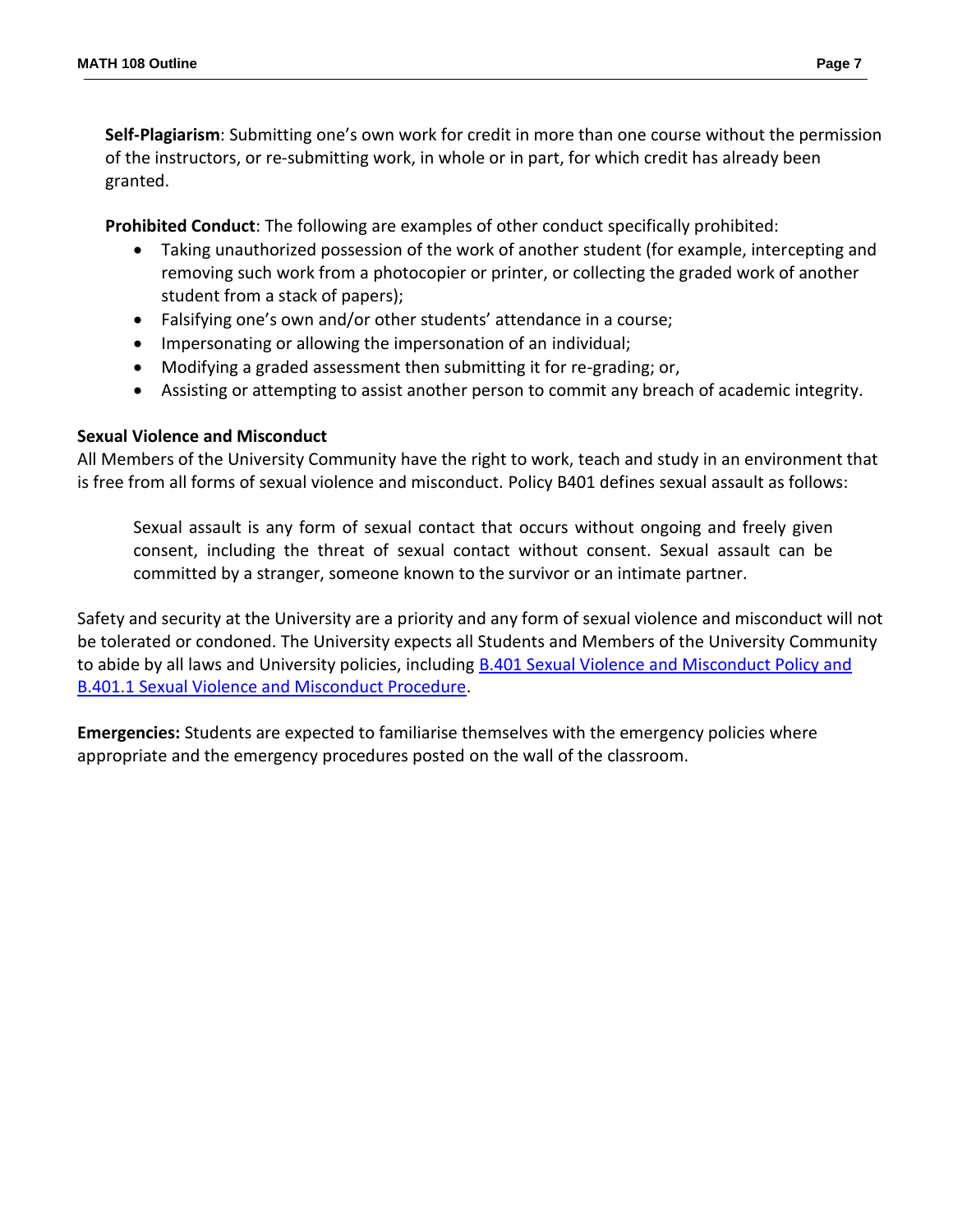**Self-Plagiarism**: Submitting one's own work for credit in more than one course without the permission of the instructors, or re-submitting work, in whole or in part, for which credit has already been granted.

**Prohibited Conduct**: The following are examples of other conduct specifically prohibited:

- Taking unauthorized possession of the work of another student (for example, intercepting and removing such work from a photocopier or printer, or collecting the graded work of another student from a stack of papers);
- Falsifying one's own and/or other students' attendance in a course;
- Impersonating or allowing the impersonation of an individual;
- Modifying a graded assessment then submitting it for re-grading; or,
- Assisting or attempting to assist another person to commit any breach of academic integrity.

**Sexual Violence and Misconduct**

All Members of the University Community have the right to work, teach and study in an environment that is free from all forms of sexual violence and misconduct. Policy B401 defines sexual assault as follows:

> Sexual assault is any form of sexual contact that occurs without ongoing and freely given consent, including the threat of sexual contact without consent. Sexual assault can be committed by a stranger, someone known to the survivor or an intimate partner.

Safety and security at the University are a priority and any form of sexual violence and misconduct will not be tolerated or condoned. The University expects all Students and Members of the University Community to abide by all laws and University policies, including B.401 Sexual Violence and Misconduct Policy and B.401.1 Sexual Violence and Misconduct Procedure.

**Emergencies:** Students are expected to familiarise themselves with the emergency policies where appropriate and the emergency procedures posted on the wall of the classroom.